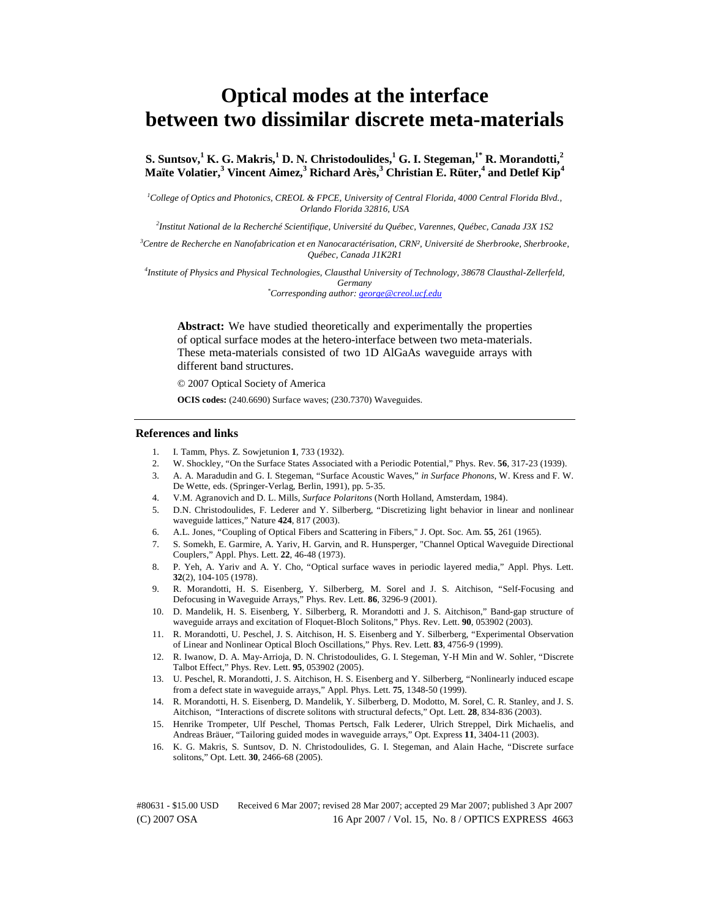# Optical modes at the interface between two dissimilar discrete meta-materials

**S. Suntsov,[1] K. G. Makris,[1] D. N. Christodoulides,[1] G. I. Stegeman,[1*] R. Morandotti,[2] Maïte Volatier,[3] Vincent Aimez,[3] Richard Arès,[3] Christian E. Rüter,[4] and Detlef Kip[4]**

[1] *College of Optics and Photonics, CREOL & FPCE, University of Central Florida, 4000 Central Florida Blvd., Orlando Florida 32816, USA*

[2] *Institut National de la Recherché Scientifique, Université du Québec, Varennes, Québec, Canada J3X 1S2*

[3] *Centre de Recherche en Nanofabrication et en Nanocaractérisation, CRN², Université de Sherbrooke, Sherbrooke, Québec, Canada J1K2R1*

[4] *Institute of Physics and Physical Technologies, Clausthal University of Technology, 38678 Clausthal-Zellerfeld, Germany*

[*] *Corresponding author: george@creol.ucf.edu*

**Abstract:** We have studied theoretically and experimentally the properties of optical surface modes at the hetero-interface between two meta-materials. These meta-materials consisted of two 1D AlGaAs waveguide arrays with different band structures.

© 2007 Optical Society of America

**OCIS codes:** (240.6690) Surface waves; (230.7370) Waveguides.

## References and links

1. I. Tamm, Phys. Z. Sowjetunion **1**, 733 (1932).
2. W. Shockley, "On the Surface States Associated with a Periodic Potential," Phys. Rev. **56**, 317-23 (1939).
3. A. A. Maradudin and G. I. Stegeman, "Surface Acoustic Waves," *in Surface Phonons*, W. Kress and F. W. De Wette, eds. (Springer-Verlag, Berlin, 1991), pp. 5-35.
4. V.M. Agranovich and D. L. Mills, *Surface Polaritons* (North Holland, Amsterdam, 1984).
5. D.N. Christodoulides, F. Lederer and Y. Silberberg, "Discretizing light behavior in linear and nonlinear waveguide lattices," Nature **424**, 817 (2003).
6. A.L. Jones, "Coupling of Optical Fibers and Scattering in Fibers," J. Opt. Soc. Am. **55**, 261 (1965).
7. S. Somekh, E. Garmire, A. Yariv, H. Garvin, and R. Hunsperger, "Channel Optical Waveguide Directional Couplers," Appl. Phys. Lett. **22**, 46-48 (1973).
8. P. Yeh, A. Yariv and A. Y. Cho, "Optical surface waves in periodic layered media," Appl. Phys. Lett. **32**(2), 104-105 (1978).
9. R. Morandotti, H. S. Eisenberg, Y. Silberberg, M. Sorel and J. S. Aitchison, "Self-Focusing and Defocusing in Waveguide Arrays," Phys. Rev. Lett. **86**, 3296-9 (2001).
10. D. Mandelik, H. S. Eisenberg, Y. Silberberg, R. Morandotti and J. S. Aitchison," Band-gap structure of waveguide arrays and excitation of Floquet-Bloch Solitons," Phys. Rev. Lett. **90**, 053902 (2003).
11. R. Morandotti, U. Peschel, J. S. Aitchison, H. S. Eisenberg and Y. Silberberg, "Experimental Observation of Linear and Nonlinear Optical Bloch Oscillations," Phys. Rev. Lett. **83**, 4756-9 (1999).
12. R. Iwanow, D. A. May-Arrioja, D. N. Christodoulides, G. I. Stegeman, Y-H Min and W. Sohler, "Discrete Talbot Effect," Phys. Rev. Lett. **95**, 053902 (2005).
13. U. Peschel, R. Morandotti, J. S. Aitchison, H. S. Eisenberg and Y. Silberberg, "Nonlinearly induced escape from a defect state in waveguide arrays," Appl. Phys. Lett. **75**, 1348-50 (1999).
14. R. Morandotti, H. S. Eisenberg, D. Mandelik, Y. Silberberg, D. Modotto, M. Sorel, C. R. Stanley, and J. S. Aitchison, "Interactions of discrete solitons with structural defects," Opt. Lett. **28**, 834-836 (2003).
15. Henrike Trompeter, Ulf Peschel, Thomas Pertsch, Falk Lederer, Ulrich Streppel, Dirk Michaelis, and Andreas Bräuer, "Tailoring guided modes in waveguide arrays," Opt. Express **11**, 3404-11 (2003).
16. K. G. Makris, S. Suntsov, D. N. Christodoulides, G. I. Stegeman, and Alain Hache, "Discrete surface solitons," Opt. Lett. **30**, 2466-68 (2005).

#80631 - $15.00 USD Received 6 Mar 2007; revised 28 Mar 2007; accepted 29 Mar 2007; published 3 Apr 2007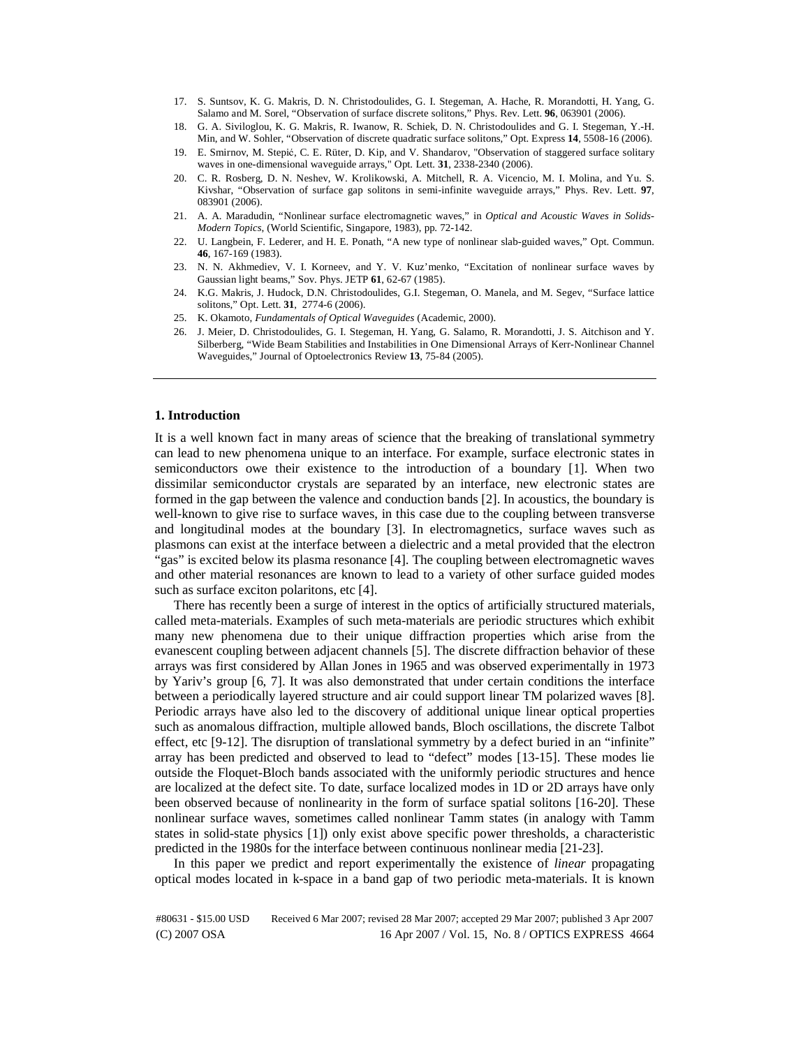17. S. Suntsov, K. G. Makris, D. N. Christodoulides, G. I. Stegeman, A. Hache, R. Morandotti, H. Yang, G. Salamo and M. Sorel, "Observation of surface discrete solitons," Phys. Rev. Lett. **96**, 063901 (2006).
18. G. A. Siviloglou, K. G. Makris, R. Iwanow, R. Schiek, D. N. Christodoulides and G. I. Stegeman, Y.-H. Min, and W. Sohler, "Observation of discrete quadratic surface solitons," Opt. Express **14**, 5508-16 (2006).
19. E. Smirnov, M. Stepić, C. E. Rüter, D. Kip, and V. Shandarov, "Observation of staggered surface solitary waves in one-dimensional waveguide arrays," Opt. Lett. **31**, 2338-2340 (2006).
20. C. R. Rosberg, D. N. Neshev, W. Krolikowski, A. Mitchell, R. A. Vicencio, M. I. Molina, and Yu. S. Kivshar, "Observation of surface gap solitons in semi-infinite waveguide arrays," Phys. Rev. Lett. **97**, 083901 (2006).
21. A. A. Maradudin, "Nonlinear surface electromagnetic waves," in *Optical and Acoustic Waves in Solids-Modern Topics,* (World Scientific, Singapore, 1983), pp. 72-142.
22. U. Langbein, F. Lederer, and H. E. Ponath, "A new type of nonlinear slab-guided waves," Opt. Commun. **46**, 167-169 (1983).
23. N. N. Akhmediev, V. I. Korneev, and Y. V. Kuz'menko, "Excitation of nonlinear surface waves by Gaussian light beams," Sov. Phys. JETP **61**, 62-67 (1985).
24. K.G. Makris, J. Hudock, D.N. Christodoulides, G.I. Stegeman, O. Manela, and M. Segev, "Surface lattice solitons," Opt. Lett. **31**, 2774-6 (2006).
25. K. Okamoto, *Fundamentals of Optical Waveguides* (Academic, 2000).
26. J. Meier, D. Christodoulides, G. I. Stegeman, H. Yang, G. Salamo, R. Morandotti, J. S. Aitchison and Y. Silberberg, "Wide Beam Stabilities and Instabilities in One Dimensional Arrays of Kerr-Nonlinear Channel Waveguides," Journal of Optoelectronics Review **13**, 75-84 (2005).

---

## 1. Introduction

It is a well known fact in many areas of science that the breaking of translational symmetry can lead to new phenomena unique to an interface. For example, surface electronic states in semiconductors owe their existence to the introduction of a boundary [1]. When two dissimilar semiconductor crystals are separated by an interface, new electronic states are formed in the gap between the valence and conduction bands [2]. In acoustics, the boundary is well-known to give rise to surface waves, in this case due to the coupling between transverse and longitudinal modes at the boundary [3]. In electromagnetics, surface waves such as plasmons can exist at the interface between a dielectric and a metal provided that the electron "gas" is excited below its plasma resonance [4]. The coupling between electromagnetic waves and other material resonances are known to lead to a variety of other surface guided modes such as surface exciton polaritons, etc [4].

There has recently been a surge of interest in the optics of artificially structured materials, called meta-materials. Examples of such meta-materials are periodic structures which exhibit many new phenomena due to their unique diffraction properties which arise from the evanescent coupling between adjacent channels [5]. The discrete diffraction behavior of these arrays was first considered by Allan Jones in 1965 and was observed experimentally in 1973 by Yariv's group [6, 7]. It was also demonstrated that under certain conditions the interface between a periodically layered structure and air could support linear TM polarized waves [8]. Periodic arrays have also led to the discovery of additional unique linear optical properties such as anomalous diffraction, multiple allowed bands, Bloch oscillations, the discrete Talbot effect, etc [9-12]. The disruption of translational symmetry by a defect buried in an "infinite" array has been predicted and observed to lead to "defect" modes [13-15]. These modes lie outside the Floquet-Bloch bands associated with the uniformly periodic structures and hence are localized at the defect site. To date, surface localized modes in 1D or 2D arrays have only been observed because of nonlinearity in the form of surface spatial solitons [16-20]. These nonlinear surface waves, sometimes called nonlinear Tamm states (in analogy with Tamm states in solid-state physics [1]) only exist above specific power thresholds, a characteristic predicted in the 1980s for the interface between continuous nonlinear media [21-23].

In this paper we predict and report experimentally the existence of *linear* propagating optical modes located in k-space in a band gap of two periodic meta-materials. It is known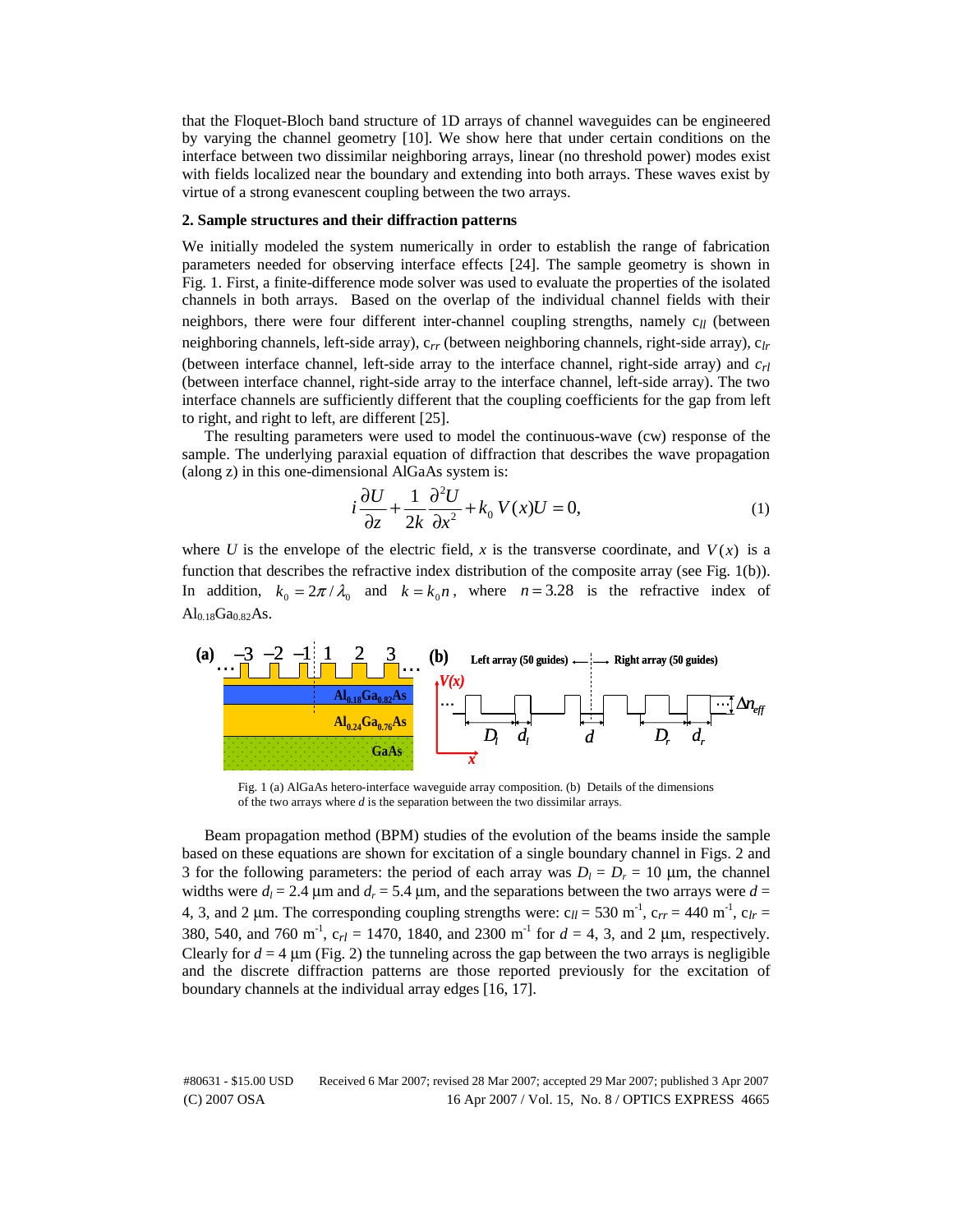that the Floquet-Bloch band structure of 1D arrays of channel waveguides can be engineered by varying the channel geometry [10]. We show here that under certain conditions on the interface between two dissimilar neighboring arrays, linear (no threshold power) modes exist with fields localized near the boundary and extending into both arrays. These waves exist by virtue of a strong evanescent coupling between the two arrays.

## 2. Sample structures and their diffraction patterns

We initially modeled the system numerically in order to establish the range of fabrication parameters needed for observing interface effects [24]. The sample geometry is shown in Fig. 1. First, a finite-difference mode solver was used to evaluate the properties of the isolated channels in both arrays. Based on the overlap of the individual channel fields with their neighbors, there were four different inter-channel coupling strengths, namely $c_{ll}$ (between neighboring channels, left-side array), $c_{rr}$ (between neighboring channels, right-side array), $c_{lr}$ (between interface channel, left-side array to the interface channel, right-side array) and $c_{rl}$ (between interface channel, right-side array to the interface channel, left-side array). The two interface channels are sufficiently different that the coupling coefficients for the gap from left to right, and right to left, are different [25].

The resulting parameters were used to model the continuous-wave (cw) response of the sample. The underlying paraxial equation of diffraction that describes the wave propagation (along z) in this one-dimensional AlGaAs system is:

$$i\frac{\partial U}{\partial z}+\frac{1}{2k}\frac{\partial^2 U}{\partial x^2}+k_0\,V(x)U=0, \tag{1}$$

where $U$ is the envelope of the electric field, $x$ is the transverse coordinate, and $V(x)$ is a function that describes the refractive index distribution of the composite array (see Fig. 1(b)). In addition, $k_0 = 2\pi/\lambda_0$ and $k = k_0 n$, where $n = 3.28$ is the refractive index of $Al_{0.18}Ga_{0.82}As$.

Fig. 1 (a) AlGaAs hetero-interface waveguide array composition. (b) Details of the dimensions of the two arrays where $d$ is the separation between the two dissimilar arrays.

Beam propagation method (BPM) studies of the evolution of the beams inside the sample based on these equations are shown for excitation of a single boundary channel in Figs. 2 and 3 for the following parameters: the period of each array was $D_l = D_r = 10$ μm, the channel widths were $d_l = 2.4$ μm and $d_r = 5.4$ μm, and the separations between the two arrays were $d$ = 4, 3, and 2 μm. The corresponding coupling strengths were: $c_{ll} = 530$ m$^{-1}$, $c_{rr} = 440$ m$^{-1}$, $c_{lr}$ = 380, 540, and 760 m$^{-1}$, $c_{rl}$ = 1470, 1840, and 2300 m$^{-1}$ for $d$ = 4, 3, and 2 μm, respectively. Clearly for $d = 4$ μm (Fig. 2) the tunneling across the gap between the two arrays is negligible and the discrete diffraction patterns are those reported previously for the excitation of boundary channels at the individual array edges [16, 17].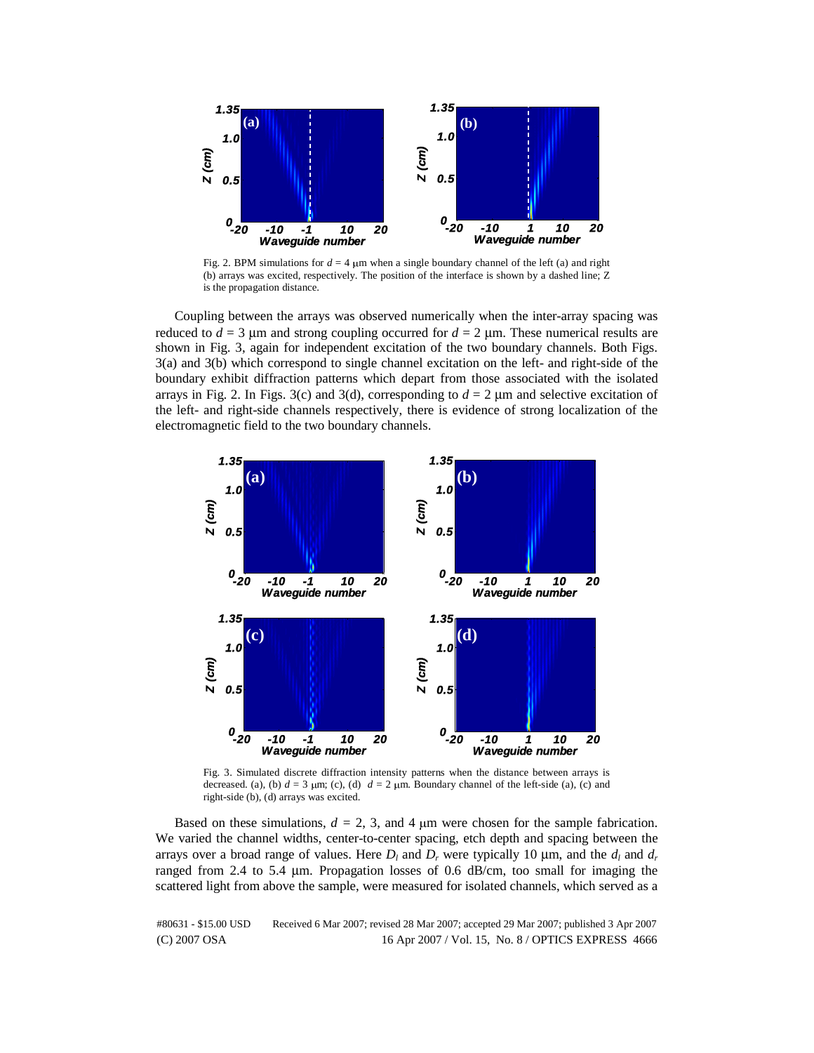Fig. 2. BPM simulations for $d = 4$ μm when a single boundary channel of the left (a) and right (b) arrays was excited, respectively. The position of the interface is shown by a dashed line; Z is the propagation distance.

Coupling between the arrays was observed numerically when the inter-array spacing was reduced to $d = 3$ μm and strong coupling occurred for $d = 2$ μm. These numerical results are shown in Fig. 3, again for independent excitation of the two boundary channels. Both Figs. 3(a) and 3(b) which correspond to single channel excitation on the left- and right-side of the boundary exhibit diffraction patterns which depart from those associated with the isolated arrays in Fig. 2. In Figs. 3(c) and 3(d), corresponding to $d = 2$ μm and selective excitation of the left- and right-side channels respectively, there is evidence of strong localization of the electromagnetic field to the two boundary channels.

Fig. 3. Simulated discrete diffraction intensity patterns when the distance between arrays is decreased. (a), (b) $d = 3$ μm; (c), (d) $d = 2$ μm. Boundary channel of the left-side (a), (c) and right-side (b), (d) arrays was excited.

Based on these simulations, $d = 2$, 3, and 4 μm were chosen for the sample fabrication. We varied the channel widths, center-to-center spacing, etch depth and spacing between the arrays over a broad range of values. Here $D_l$ and $D_r$ were typically 10 μm, and the $d_l$ and $d_r$ ranged from 2.4 to 5.4 μm. Propagation losses of 0.6 dB/cm, too small for imaging the scattered light from above the sample, were measured for isolated channels, which served as a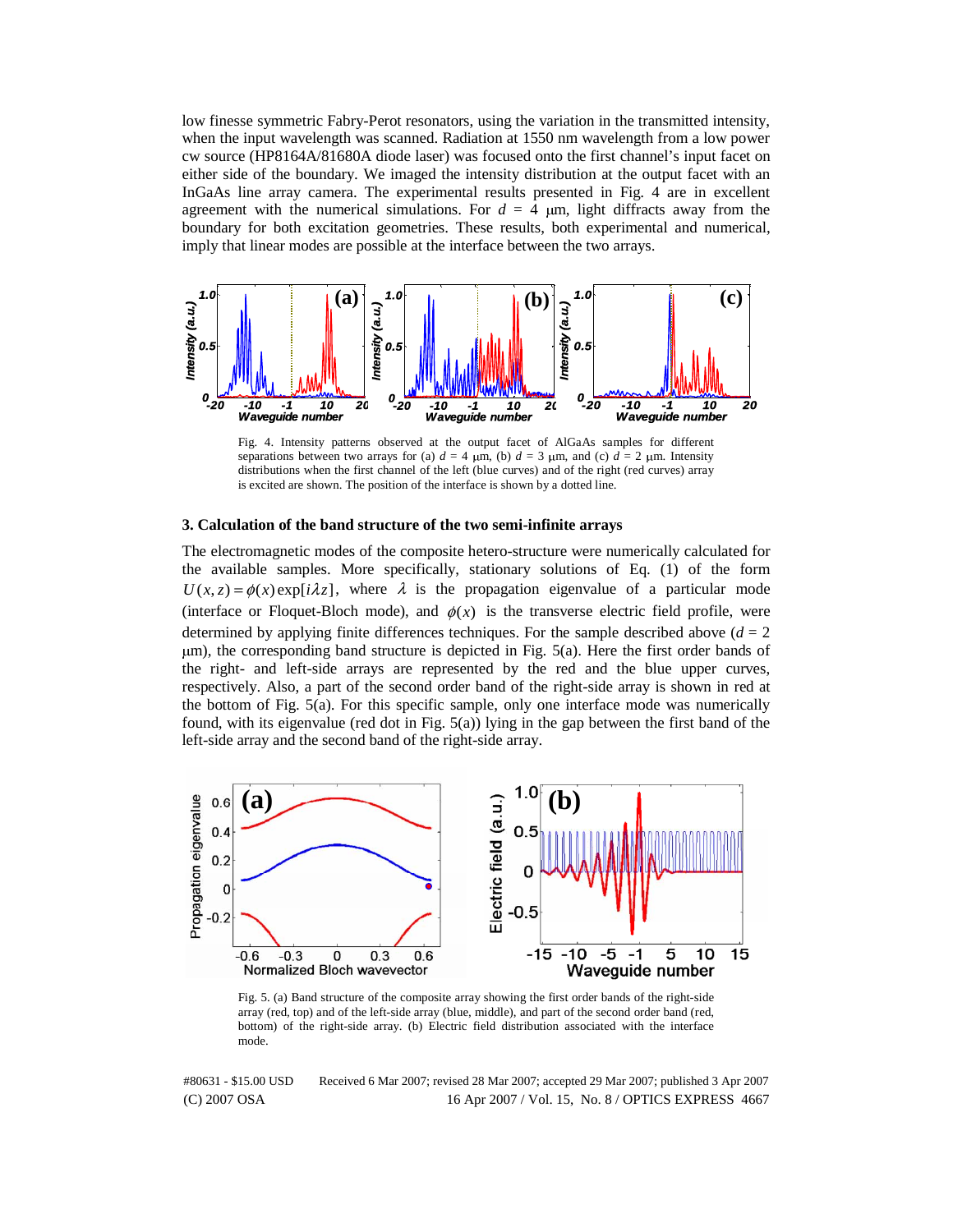low finesse symmetric Fabry-Perot resonators, using the variation in the transmitted intensity, when the input wavelength was scanned. Radiation at 1550 nm wavelength from a low power cw source (HP8164A/81680A diode laser) was focused onto the first channel's input facet on either side of the boundary. We imaged the intensity distribution at the output facet with an InGaAs line array camera. The experimental results presented in Fig. 4 are in excellent agreement with the numerical simulations. For $d$ = 4 μm, light diffracts away from the boundary for both excitation geometries. These results, both experimental and numerical, imply that linear modes are possible at the interface between the two arrays.

Fig. 4. Intensity patterns observed at the output facet of AlGaAs samples for different separations between two arrays for (a) $d$ = 4 μm, (b) $d$ = 3 μm, and (c) $d$ = 2 μm. Intensity distributions when the first channel of the left (blue curves) and of the right (red curves) array is excited are shown. The position of the interface is shown by a dotted line.

## 3. Calculation of the band structure of the two semi-infinite arrays

The electromagnetic modes of the composite hetero-structure were numerically calculated for the available samples. More specifically, stationary solutions of Eq. (1) of the form $U(x,z) = \phi(x)\exp[i\lambda z]$, where $\lambda$ is the propagation eigenvalue of a particular mode (interface or Floquet-Bloch mode), and $\phi(x)$ is the transverse electric field profile, were determined by applying finite differences techniques. For the sample described above ($d$ = 2 μm), the corresponding band structure is depicted in Fig. 5(a). Here the first order bands of the right- and left-side arrays are represented by the red and the blue upper curves, respectively. Also, a part of the second order band of the right-side array is shown in red at the bottom of Fig. 5(a). For this specific sample, only one interface mode was numerically found, with its eigenvalue (red dot in Fig. 5(a)) lying in the gap between the first band of the left-side array and the second band of the right-side array.

Fig. 5. (a) Band structure of the composite array showing the first order bands of the right-side array (red, top) and of the left-side array (blue, middle), and part of the second order band (red, bottom) of the right-side array. (b) Electric field distribution associated with the interface mode.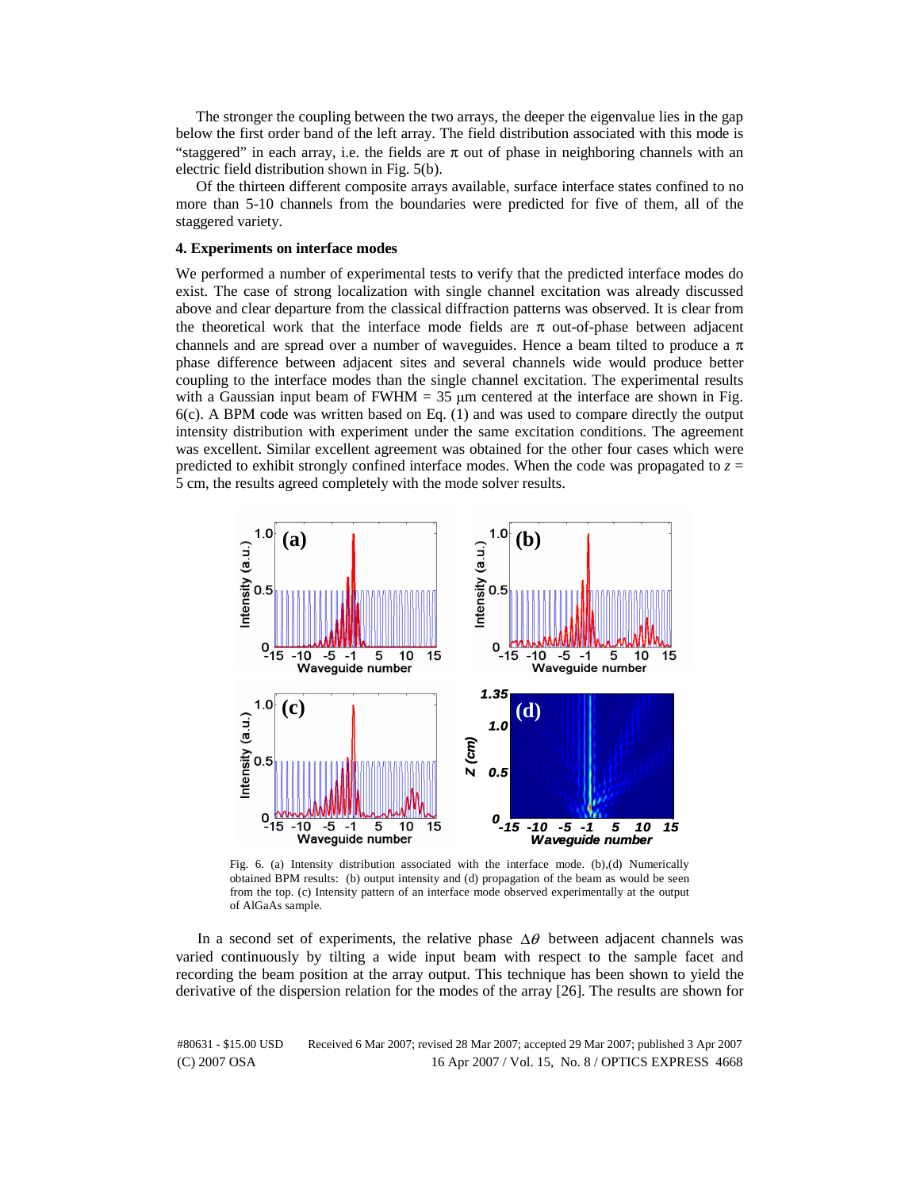The stronger the coupling between the two arrays, the deeper the eigenvalue lies in the gap below the first order band of the left array. The field distribution associated with this mode is "staggered" in each array, i.e. the fields are $\pi$ out of phase in neighboring channels with an electric field distribution shown in Fig. 5(b).

Of the thirteen different composite arrays available, surface interface states confined to no more than 5-10 channels from the boundaries were predicted for five of them, all of the staggered variety.

### 4. Experiments on interface modes

We performed a number of experimental tests to verify that the predicted interface modes do exist. The case of strong localization with single channel excitation was already discussed above and clear departure from the classical diffraction patterns was observed. It is clear from the theoretical work that the interface mode fields are $\pi$ out-of-phase between adjacent channels and are spread over a number of waveguides. Hence a beam tilted to produce a $\pi$ phase difference between adjacent sites and several channels wide would produce better coupling to the interface modes than the single channel excitation. The experimental results with a Gaussian input beam of FWHM = 35 μm centered at the interface are shown in Fig. 6(c). A BPM code was written based on Eq. (1) and was used to compare directly the output intensity distribution with experiment under the same excitation conditions. The agreement was excellent. Similar excellent agreement was obtained for the other four cases which were predicted to exhibit strongly confined interface modes. When the code was propagated to $z$ = 5 cm, the results agreed completely with the mode solver results.

Fig. 6. (a) Intensity distribution associated with the interface mode. (b),(d) Numerically obtained BPM results: (b) output intensity and (d) propagation of the beam as would be seen from the top. (c) Intensity pattern of an interface mode observed experimentally at the output of AlGaAs sample.

In a second set of experiments, the relative phase $\Delta\theta$ between adjacent channels was varied continuously by tilting a wide input beam with respect to the sample facet and recording the beam position at the array output. This technique has been shown to yield the derivative of the dispersion relation for the modes of the array [26]. The results are shown for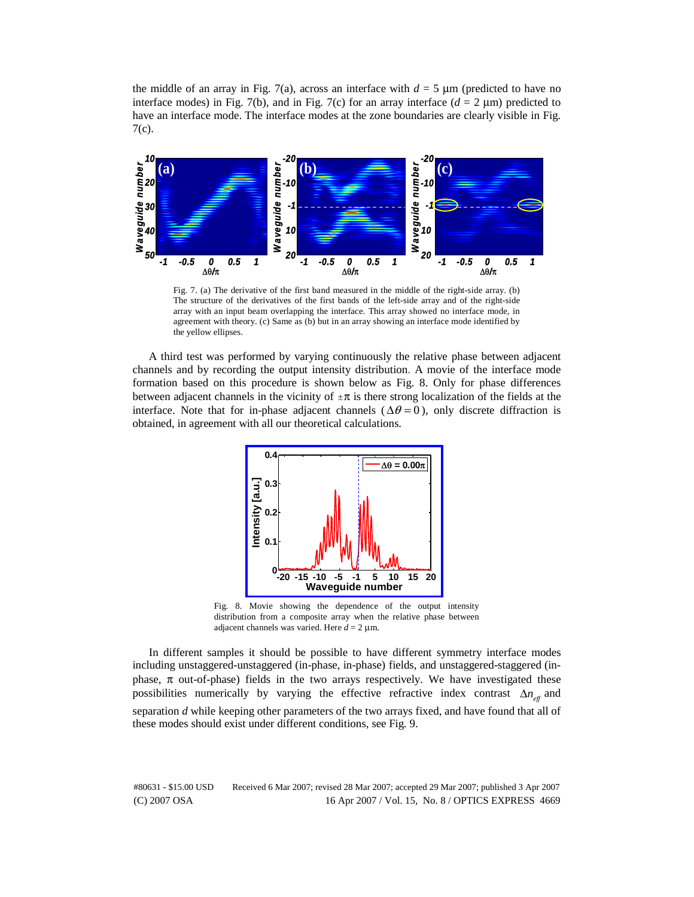the middle of an array in Fig. 7(a), across an interface with $d = 5$ μm (predicted to have no interface modes) in Fig. 7(b), and in Fig. 7(c) for an array interface ($d = 2$ μm) predicted to have an interface mode. The interface modes at the zone boundaries are clearly visible in Fig. 7(c).

Fig. 7. (a) The derivative of the first band measured in the middle of the right-side array. (b) The structure of the derivatives of the first bands of the left-side array and of the right-side array with an input beam overlapping the interface. This array showed no interface mode, in agreement with theory. (c) Same as (b) but in an array showing an interface mode identified by the yellow ellipses.

A third test was performed by varying continuously the relative phase between adjacent channels and by recording the output intensity distribution. A movie of the interface mode formation based on this procedure is shown below as Fig. 8. Only for phase differences between adjacent channels in the vicinity of $\pm\pi$ is there strong localization of the fields at the interface. Note that for in-phase adjacent channels ($\Delta\theta = 0$), only discrete diffraction is obtained, in agreement with all our theoretical calculations.

Fig. 8. Movie showing the dependence of the output intensity distribution from a composite array when the relative phase between adjacent channels was varied. Here $d = 2$ μm.

In different samples it should be possible to have different symmetry interface modes including unstaggered-unstaggered (in-phase, in-phase) fields, and unstaggered-staggered (in-phase, $\pi$ out-of-phase) fields in the two arrays respectively. We have investigated these possibilities numerically by varying the effective refractive index contrast $\Delta n_{eff}$ and separation $d$ while keeping other parameters of the two arrays fixed, and have found that all of these modes should exist under different conditions, see Fig. 9.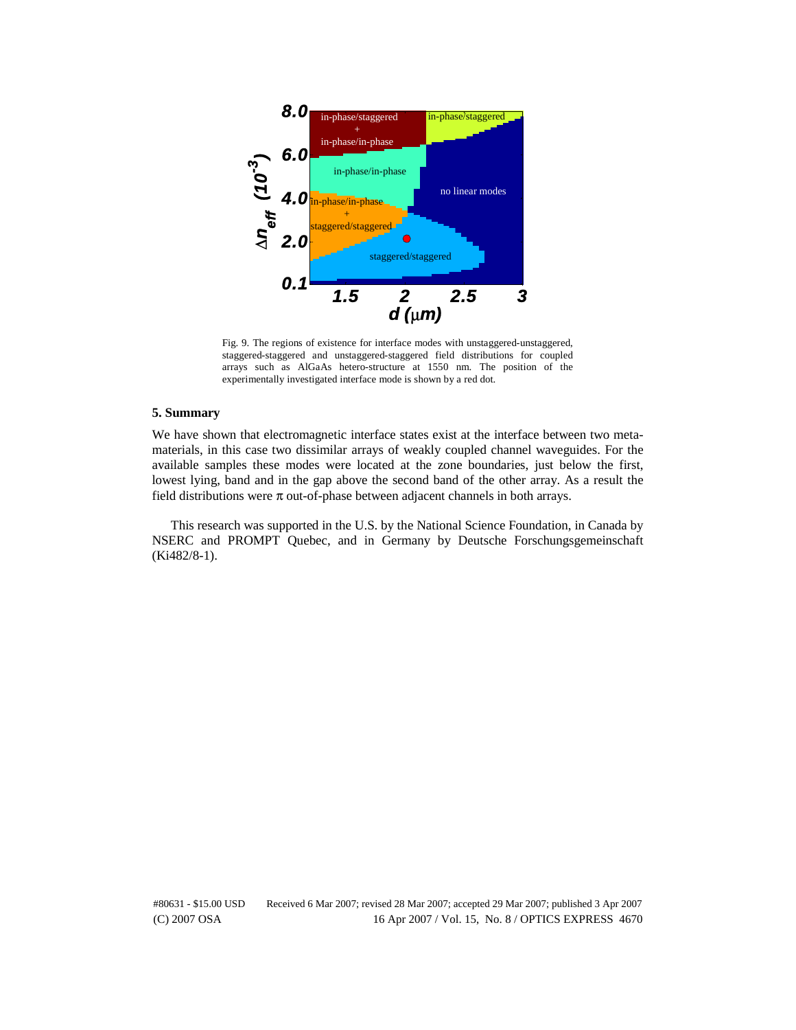8.0
6.0
4.0
2.0
0.1
$\Delta n_{eff}$ $(10^{-3})$
1.5
2
2.5
3
d (μm)
in-phase/staggered
+
in-phase/in-phase
in-phase/staggered
in-phase/in-phase
no linear modes
in-phase/in-phase
+
staggered/staggered
staggered/staggered

Fig. 9. The regions of existence for interface modes with unstaggered-unstaggered, staggered-staggered and unstaggered-staggered field distributions for coupled arrays such as AlGaAs hetero-structure at 1550 nm. The position of the experimentally investigated interface mode is shown by a red dot.

### 5. Summary

We have shown that electromagnetic interface states exist at the interface between two meta-materials, in this case two dissimilar arrays of weakly coupled channel waveguides. For the available samples these modes were located at the zone boundaries, just below the first, lowest lying, band and in the gap above the second band of the other array. As a result the field distributions were π out-of-phase between adjacent channels in both arrays.

This research was supported in the U.S. by the National Science Foundation, in Canada by NSERC and PROMPT Quebec, and in Germany by Deutsche Forschungsgemeinschaft (Ki482/8-1).

#80631 - $15.00 USD Received 6 Mar 2007; revised 28 Mar 2007; accepted 29 Mar 2007; published 3 Apr 2007
(C) 2007 OSA